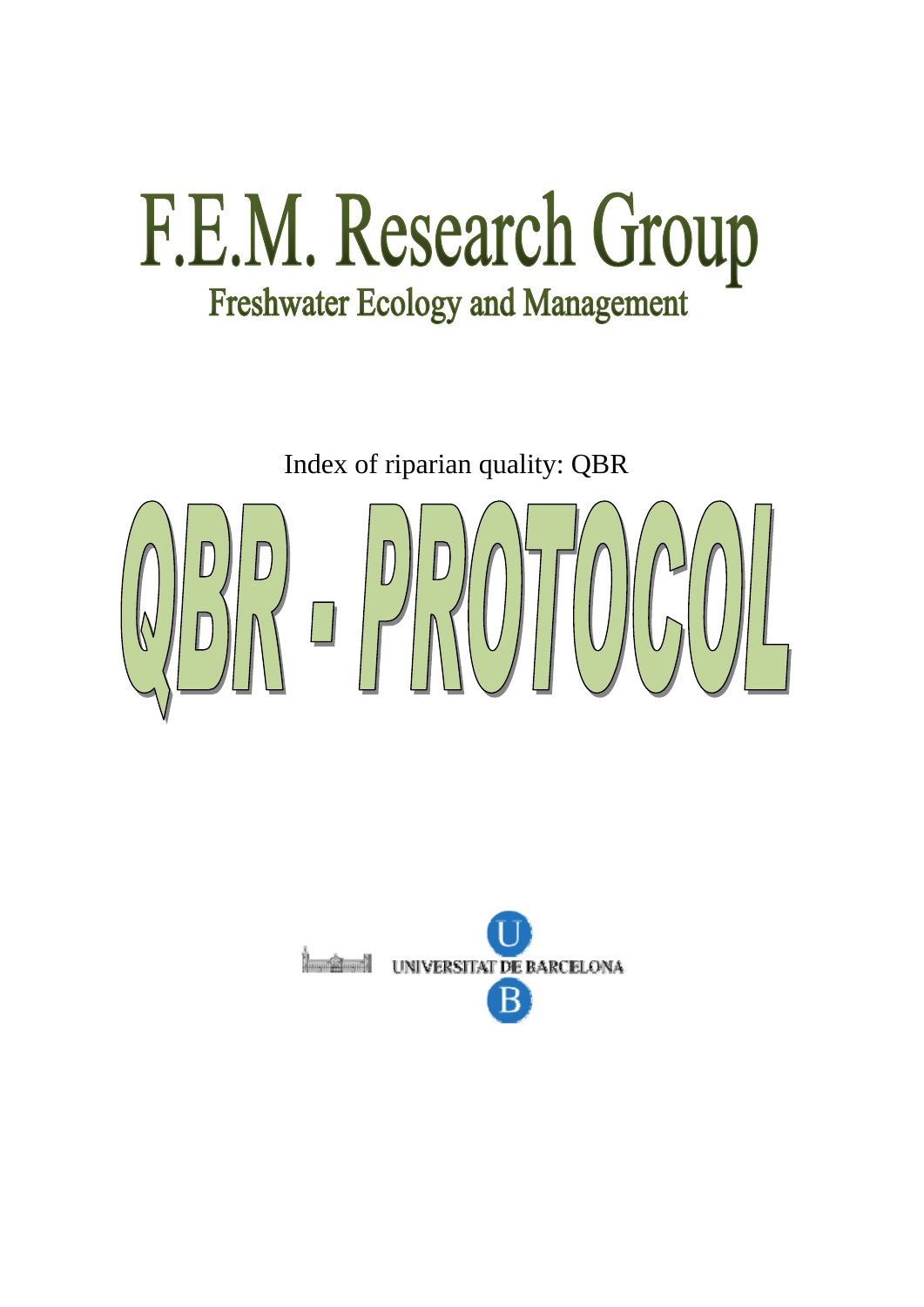# F.E.M. Research Group

## Freshwater Ecology and Management

Index of riparian quality: QBR

# QBR - PROTOCOL

UNIVERSITAT DE BARCELONA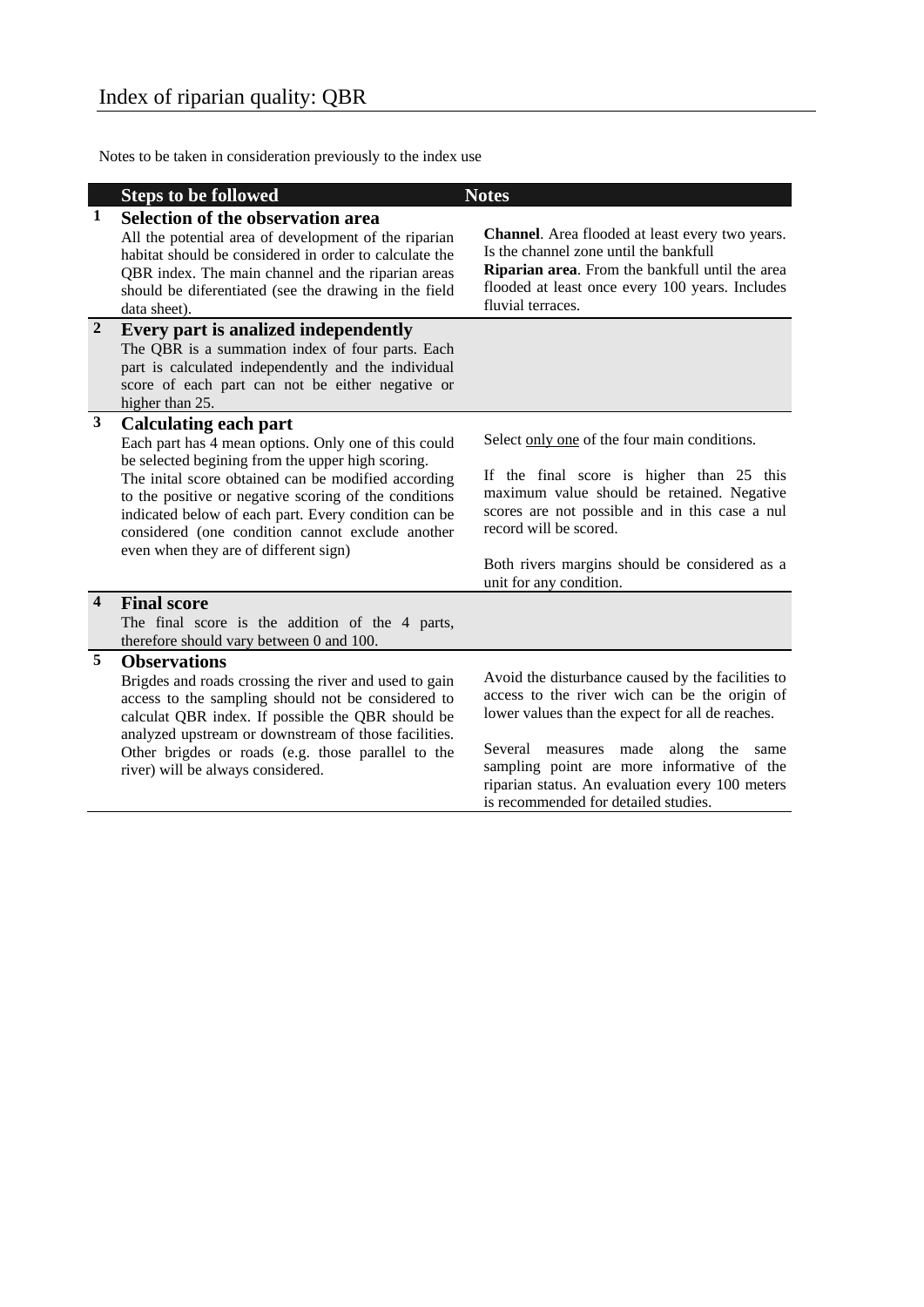# Index of riparian quality: QBR

Notes to be taken in consideration previously to the index use

| | Steps to be followed | Notes |
|---|---|---|
| 1 | **Selection of the observation area** All the potential area of development of the riparian habitat should be considered in order to calculate the QBR index. The main channel and the riparian areas should be diferentiated (see the drawing in the field data sheet). | **Channel**. Area flooded at least every two years. Is the channel zone until the bankfull **Riparian area**. From the bankfull until the area flooded at least once every 100 years. Includes fluvial terraces. |
| 2 | **Every part is analized independently** The QBR is a summation index of four parts. Each part is calculated independently and the individual score of each part can not be either negative or higher than 25. | |
| 3 | **Calculating each part** Each part has 4 mean options. Only one of this could be selected begining from the upper high scoring. The inital score obtained can be modified according to the positive or negative scoring of the conditions indicated below of each part. Every condition can be considered (one condition cannot exclude another even when they are of different sign) | Select <u>only one</u> of the four main conditions. If the final score is higher than 25 this maximum value should be retained. Negative scores are not possible and in this case a nul record will be scored. Both rivers margins should be considered as a unit for any condition. |
| 4 | **Final score** The final score is the addition of the 4 parts, therefore should vary between 0 and 100. | |
| 5 | **Observations** Brigdes and roads crossing the river and used to gain access to the sampling should not be considered to calculat QBR index. If possible the QBR should be analyzed upstream or downstream of those facilities. Other brigdes or roads (e.g. those parallel to the river) will be always considered. | Avoid the disturbance caused by the facilities to access to the river wich can be the origin of lower values than the expect for all de reaches. Several measures made along the same sampling point are more informative of the riparian status. An evaluation every 100 meters is recommended for detailed studies. |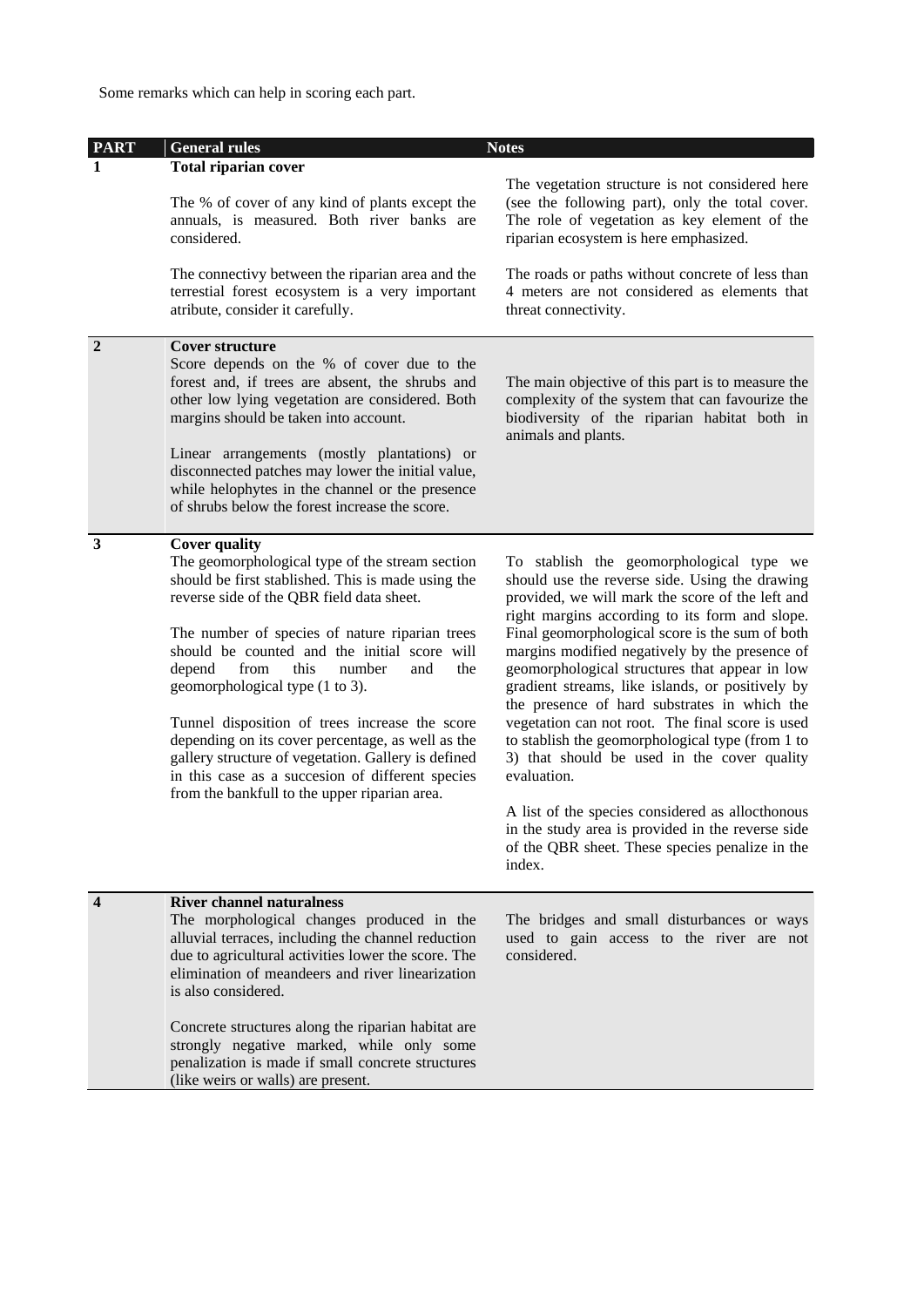Some remarks which can help in scoring each part.

| PART | General rules | Notes |
|---|---|---|
| 1 | **Total riparian cover**<br><br>The % of cover of any kind of plants except the annuals, is measured. Both river banks are considered.<br><br>The connectivy between the riparian area and the terrestial forest ecosystem is a very important atribute, consider it carefully. | The vegetation structure is not considered here (see the following part), only the total cover. The role of vegetation as key element of the riparian ecosystem is here emphasized.<br><br>The roads or paths without concrete of less than 4 meters are not considered as elements that threat connectivity. |
| 2 | **Cover structure**<br>Score depends on the % of cover due to the forest and, if trees are absent, the shrubs and other low lying vegetation are considered. Both margins should be taken into account.<br><br>Linear arrangements (mostly plantations) or disconnected patches may lower the initial value, while helophytes in the channel or the presence of shrubs below the forest increase the score. | The main objective of this part is to measure the complexity of the system that can favourize the biodiversity of the riparian habitat both in animals and plants. |
| 3 | **Cover quality**<br>The geomorphological type of the stream section should be first stablished. This is made using the reverse side of the QBR field data sheet.<br><br>The number of species of nature riparian trees should be counted and the initial score will depend from this number and the geomorphological type (1 to 3).<br><br>Tunnel disposition of trees increase the score depending on its cover percentage, as well as the gallery structure of vegetation. Gallery is defined in this case as a succesion of different species from the bankfull to the upper riparian area. | To stablish the geomorphological type we should use the reverse side. Using the drawing provided, we will mark the score of the left and right margins according to its form and slope. Final geomorphological score is the sum of both margins modified negatively by the presence of geomorphological structures that appear in low gradient streams, like islands, or positively by the presence of hard substrates in which the vegetation can not root. The final score is used to stablish the geomorphological type (from 1 to 3) that should be used in the cover quality evaluation.<br><br>A list of the species considered as allocthonous in the study area is provided in the reverse side of the QBR sheet. These species penalize in the index. |
| 4 | **River channel naturalness**<br>The morphological changes produced in the alluvial terraces, including the channel reduction due to agricultural activities lower the score. The elimination of meandeers and river linearization is also considered.<br><br>Concrete structures along the riparian habitat are strongly negative marked, while only some penalization is made if small concrete structures (like weirs or walls) are present. | The bridges and small disturbances or ways used to gain access to the river are not considered. |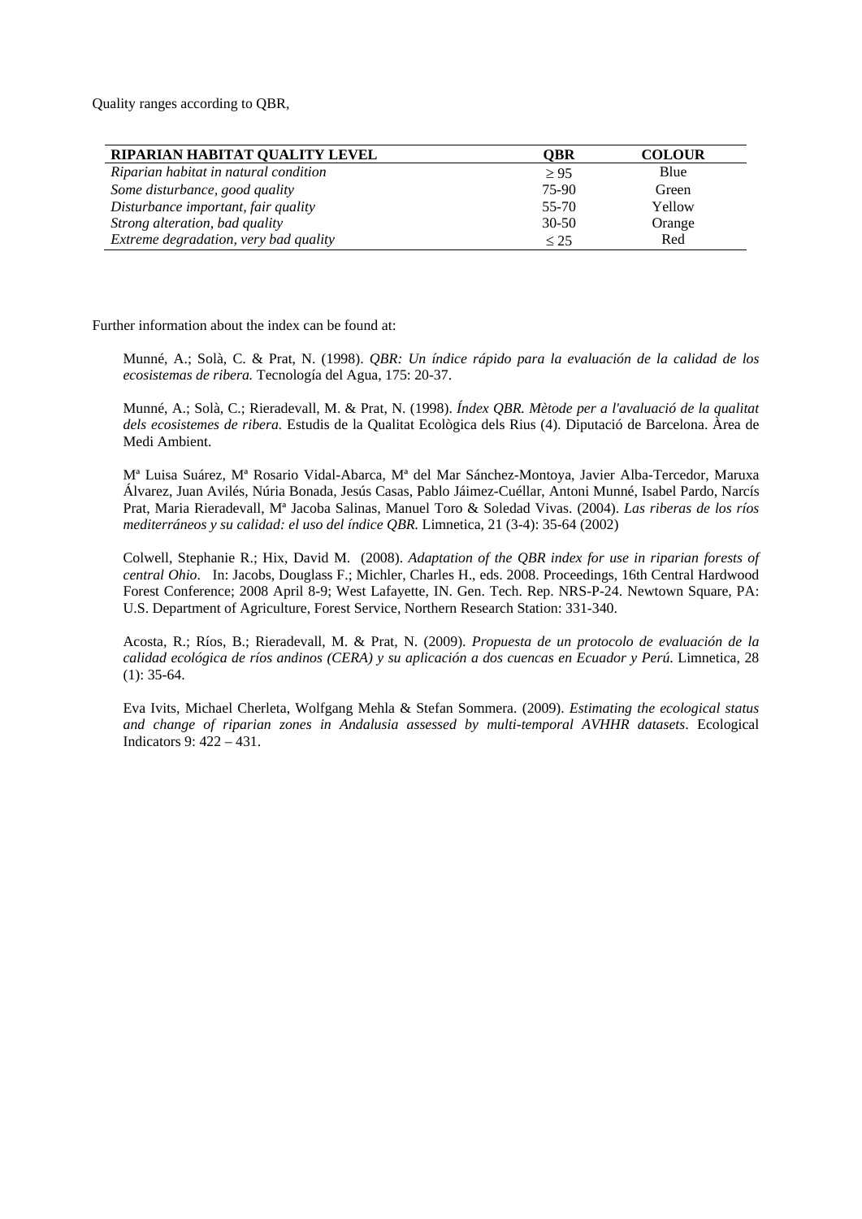Quality ranges according to QBR,

| RIPARIAN HABITAT QUALITY LEVEL | QBR | COLOUR |
|---|---|---|
| *Riparian habitat in natural condition* | $\geq 95$ | Blue |
| *Some disturbance, good quality* | 75-90 | Green |
| *Disturbance important, fair quality* | 55-70 | Yellow |
| *Strong alteration, bad quality* | 30-50 | Orange |
| *Extreme degradation, very bad quality* | $\leq 25$ | Red |

Further information about the index can be found at:

Munné, A.; Solà, C. & Prat, N. (1998). *QBR: Un índice rápido para la evaluación de la calidad de los ecosistemas de ribera.* Tecnología del Agua, 175: 20-37.

Munné, A.; Solà, C.; Rieradevall, M. & Prat, N. (1998). *Índex QBR. Mètode per a l'avaluació de la qualitat dels ecosistemes de ribera.* Estudis de la Qualitat Ecològica dels Rius (4). Diputació de Barcelona. Àrea de Medi Ambient.

Mª Luisa Suárez, Mª Rosario Vidal-Abarca, Mª del Mar Sánchez-Montoya, Javier Alba-Tercedor, Maruxa Álvarez, Juan Avilés, Núria Bonada, Jesús Casas, Pablo Jáimez-Cuéllar, Antoni Munné, Isabel Pardo, Narcís Prat, Maria Rieradevall, Mª Jacoba Salinas, Manuel Toro & Soledad Vivas. (2004). *Las riberas de los ríos mediterráneos y su calidad: el uso del índice QBR.* Limnetica, 21 (3-4): 35-64 (2002)

Colwell, Stephanie R.; Hix, David M. (2008). *Adaptation of the QBR index for use in riparian forests of central Ohio*. In: Jacobs, Douglass F.; Michler, Charles H., eds. 2008. Proceedings, 16th Central Hardwood Forest Conference; 2008 April 8-9; West Lafayette, IN. Gen. Tech. Rep. NRS-P-24. Newtown Square, PA: U.S. Department of Agriculture, Forest Service, Northern Research Station: 331-340.

Acosta, R.; Ríos, B.; Rieradevall, M. & Prat, N. (2009). *Propuesta de un protocolo de evaluación de la calidad ecológica de ríos andinos (CERA) y su aplicación a dos cuencas en Ecuador y Perú.* Limnetica, 28 (1): 35-64.

Eva Ivits, Michael Cherleta, Wolfgang Mehla & Stefan Sommera. (2009). *Estimating the ecological status and change of riparian zones in Andalusia assessed by multi-temporal AVHHR datasets*. Ecological Indicators 9: 422 – 431.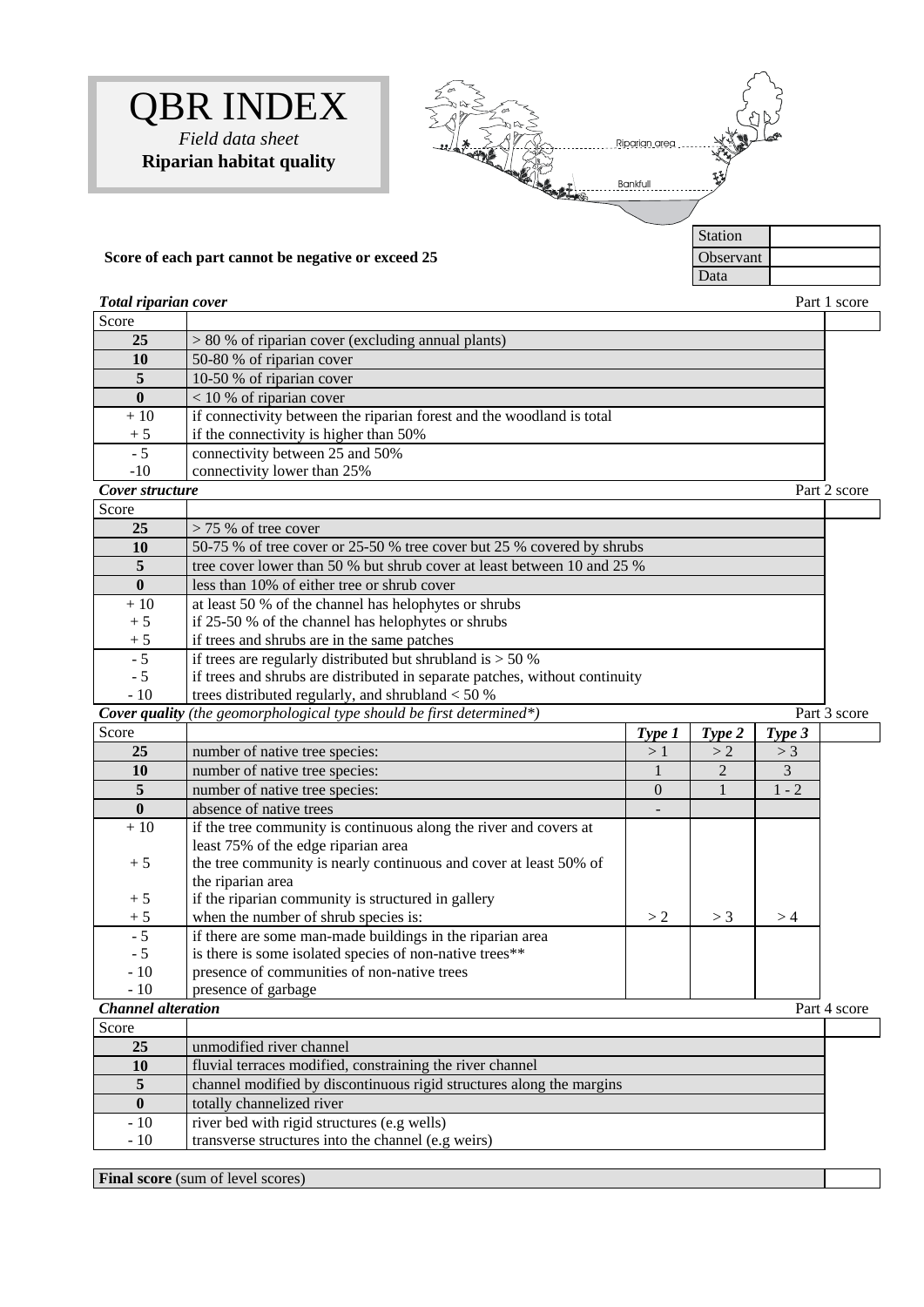# QBR INDEX

*Field data sheet*

**Riparian habitat quality**

Riparian area

Bankfull

| Station | |
|---|---|
| Observant | |
| Data | |

**Score of each part cannot be negative or exceed 25**

***Total riparian cover*** — Part 1 score

| Score | | |
|---|---|---|
| **25** | > 80 % of riparian cover (excluding annual plants) | |
| **10** | 50-80 % of riparian cover | |
| **5** | 10-50 % of riparian cover | |
| **0** | < 10 % of riparian cover | |
| + 10 | if connectivity between the riparian forest and the woodland is total | |
| + 5 | if the connectivity is higher than 50% | |
| - 5 | connectivity between 25 and 50% | |
| -10 | connectivity lower than 25% | |

***Cover structure*** — Part 2 score

| Score | | |
|---|---|---|
| **25** | > 75 % of tree cover | |
| **10** | 50-75 % of tree cover or 25-50 % tree cover but 25 % covered by shrubs | |
| **5** | tree cover lower than 50 % but shrub cover at least between 10 and 25 % | |
| **0** | less than 10% of either tree or shrub cover | |
| + 10 | at least 50 % of the channel has helophytes or shrubs | |
| + 5 | if 25-50 % of the channel has helophytes or shrubs | |
| + 5 | if trees and shrubs are in the same patches | |
| - 5 | if trees are regularly distributed but shrubland is > 50 % | |
| - 5 | if trees and shrubs are distributed in separate patches, without continuity | |
| - 10 | trees distributed regularly, and shrubland < 50 % | |

***Cover quality*** *(the geomorphological type should be first determined\*)* — Part 3 score

| Score | | *Type 1* | *Type 2* | *Type 3* | |
|---|---|---|---|---|---|
| **25** | number of native tree species: | > 1 | > 2 | > 3 | |
| **10** | number of native tree species: | 1 | 2 | 3 | |
| **5** | number of native tree species: | 0 | 1 | 1 - 2 | |
| **0** | absence of native trees | - | | | |
| + 10 | if the tree community is continuous along the river and covers at least 75% of the edge riparian area | | | | |
| + 5 | the tree community is nearly continuous and cover at least 50% of the riparian area | | | | |
| + 5 | if the riparian community is structured in gallery | | | | |
| + 5 | when the number of shrub species is: | > 2 | > 3 | > 4 | |
| - 5 | if there are some man-made buildings in the riparian area | | | | |
| - 5 | is there is some isolated species of non-native trees\*\* | | | | |
| - 10 | presence of communities of non-native trees | | | | |
| - 10 | presence of garbage | | | | |

***Channel alteration*** — Part 4 score

| Score | | |
|---|---|---|
| **25** | unmodified river channel | |
| **10** | fluvial terraces modified, constraining the river channel | |
| **5** | channel modified by discontinuous rigid structures along the margins | |
| **0** | totally channelized river | |
| - 10 | river bed with rigid structures (e.g wells) | |
| - 10 | transverse structures into the channel (e.g weirs) | |

| **Final score** (sum of level scores) | |
|---|---|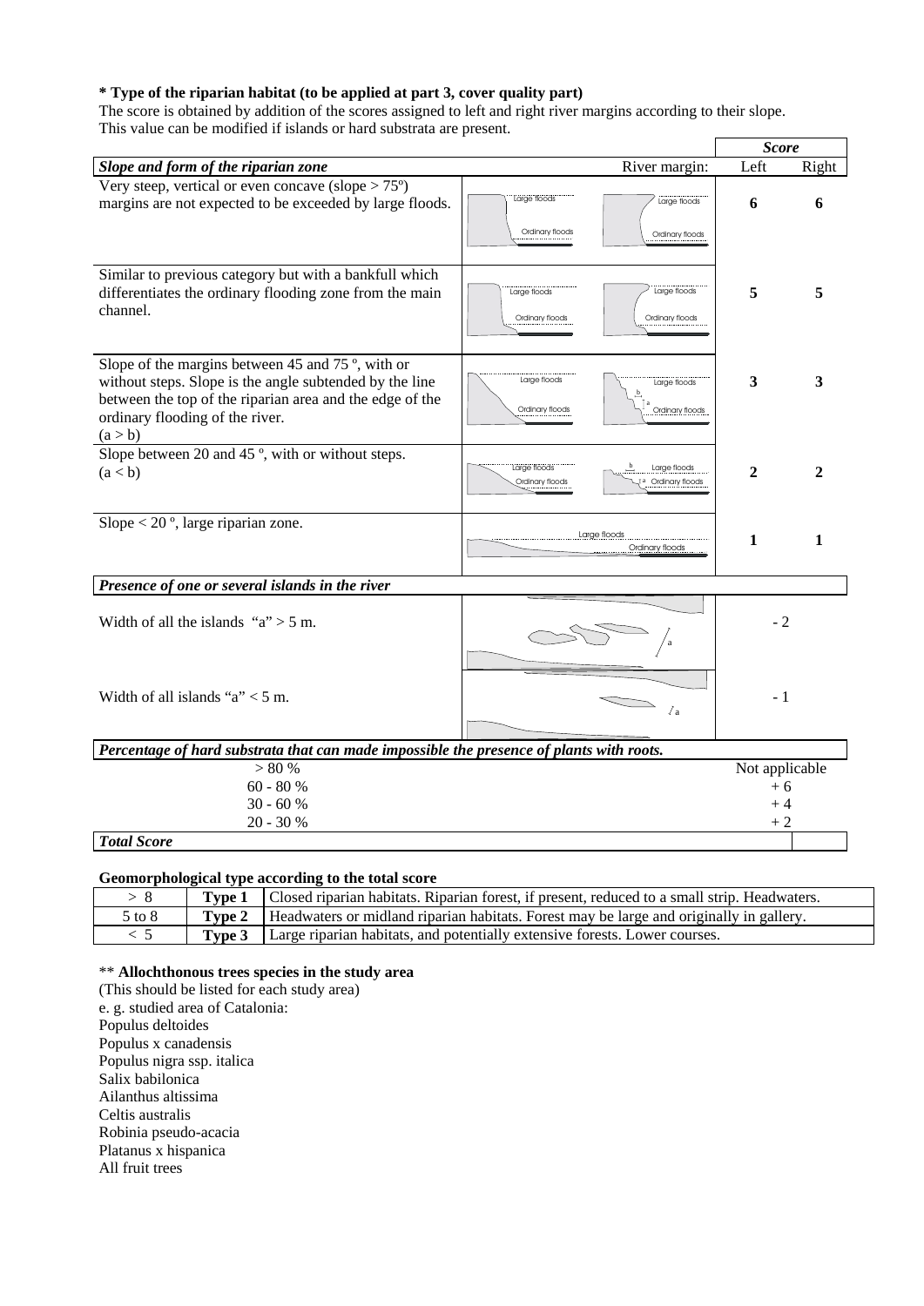**\* Type of the riparian habitat (to be applied at part 3, cover quality part)**

The score is obtained by addition of the scores assigned to left and right river margins according to their slope. This value can be modified if islands or hard substrata are present.

| | | Score | |
|---|---|---|---|
| ***Slope and form of the riparian zone*** | River margin: | Left | Right |
| Very steep, vertical or even concave (slope > 75º) margins are not expected to be exceeded by large floods. | Large floods / Ordinary floods | **6** | **6** |
| Similar to previous category but with a bankfull which differentiates the ordinary flooding zone from the main channel. | Large floods / Ordinary floods | **5** | **5** |
| Slope of the margins between 45 and 75 º, with or without steps. Slope is the angle subtended by the line between the top of the riparian area and the edge of the ordinary flooding of the river. (a > b) | Large floods / Ordinary floods | **3** | **3** |
| Slope between 20 and 45 º, with or without steps. (a < b) | Large floods / Ordinary floods | **2** | **2** |
| Slope < 20 º, large riparian zone. | Large floods / Ordinary floods | **1** | **1** |
| ***Presence of one or several islands in the river*** | | | |
| Width of all the islands "a" > 5 m. | a | - 2 | |
| Width of all islands "a" < 5 m. | a | - 1 | |
| ***Percentage of hard substrata that can made impossible the presence of plants with roots.*** | | | |
| > 80 % | | Not applicable | |
| 60 - 80 % | | + 6 | |
| 30 - 60 % | | + 4 | |
| 20 - 30 % | | + 2 | |
| ***Total Score*** | | | |

**Geomorphological type according to the total score**

| | | |
|---|---|---|
| > 8 | **Type 1** | Closed riparian habitats. Riparian forest, if present, reduced to a small strip. Headwaters. |
| 5 to 8 | **Type 2** | Headwaters or midland riparian habitats. Forest may be large and originally in gallery. |
| < 5 | **Type 3** | Large riparian habitats, and potentially extensive forests. Lower courses. |

\*\* **Allochthonous trees species in the study area**

(This should be listed for each study area)
e. g. studied area of Catalonia:
Populus deltoides
Populus x canadensis
Populus nigra ssp. italica
Salix babilonica
Ailanthus altissima
Celtis australis
Robinia pseudo-acacia
Platanus x hispanica
All fruit trees